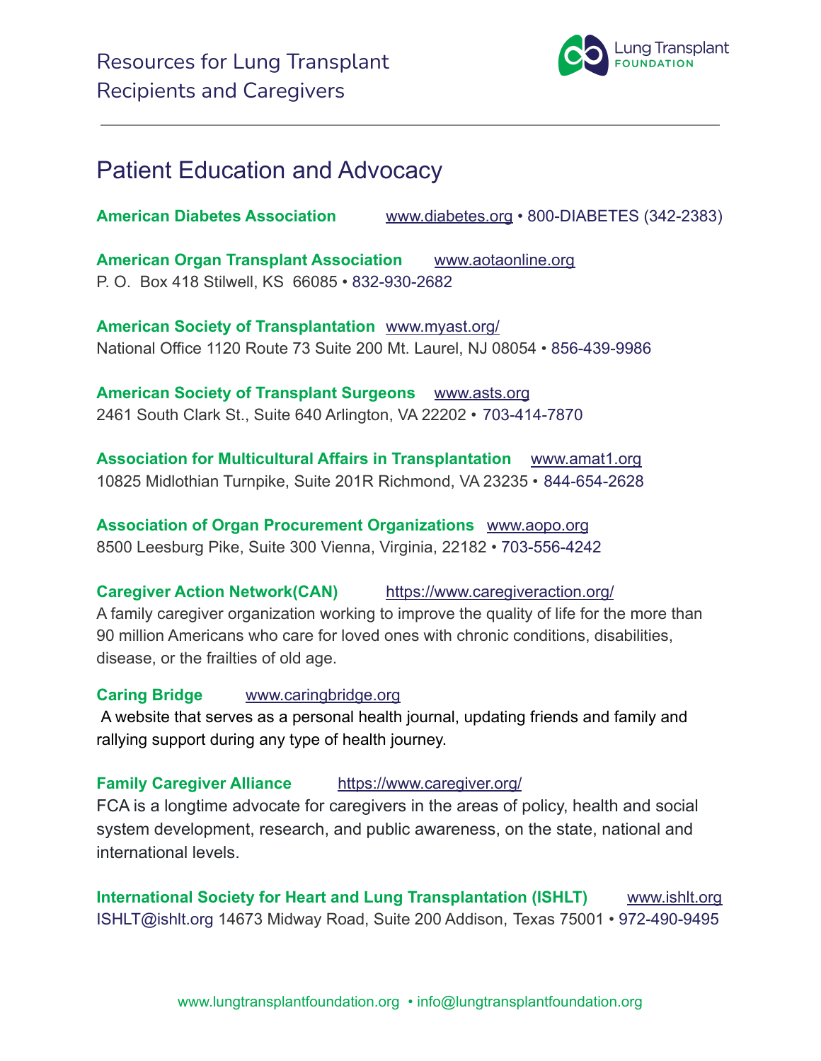# Resources for Lung Transplant Recipients and Caregivers

## Patient Education and Advocacy

**American Diabetes Association** www.diabetes.org • 800-DIABETES (342-2383)

**American Organ Transplant Association** www.aotaonline.org
P. O. Box 418 Stilwell, KS 66085 • 832-930-2682

**American Society of Transplantation** www.myast.org/
National Office 1120 Route 73 Suite 200 Mt. Laurel, NJ 08054 • 856-439-9986

**American Society of Transplant Surgeons** www.asts.org
2461 South Clark St., Suite 640 Arlington, VA 22202 • 703-414-7870

**Association for Multicultural Affairs in Transplantation** www.amat1.org
10825 Midlothian Turnpike, Suite 201R Richmond, VA 23235 • 844-654-2628

**Association of Organ Procurement Organizations** www.aopo.org
8500 Leesburg Pike, Suite 300 Vienna, Virginia, 22182 • 703-556-4242

**Caregiver Action Network(CAN)** https://www.caregiveraction.org/
A family caregiver organization working to improve the quality of life for the more than 90 million Americans who care for loved ones with chronic conditions, disabilities, disease, or the frailties of old age.

**Caring Bridge** www.caringbridge.org
A website that serves as a personal health journal, updating friends and family and rallying support during any type of health journey.

**Family Caregiver Alliance** https://www.caregiver.org/
FCA is a longtime advocate for caregivers in the areas of policy, health and social system development, research, and public awareness, on the state, national and international levels.

**International Society for Heart and Lung Transplantation (ISHLT)** www.ishlt.org
ISHLT@ishlt.org 14673 Midway Road, Suite 200 Addison, Texas 75001 • 972-490-9495

www.lungtransplantfoundation.org • info@lungtransplantfoundation.org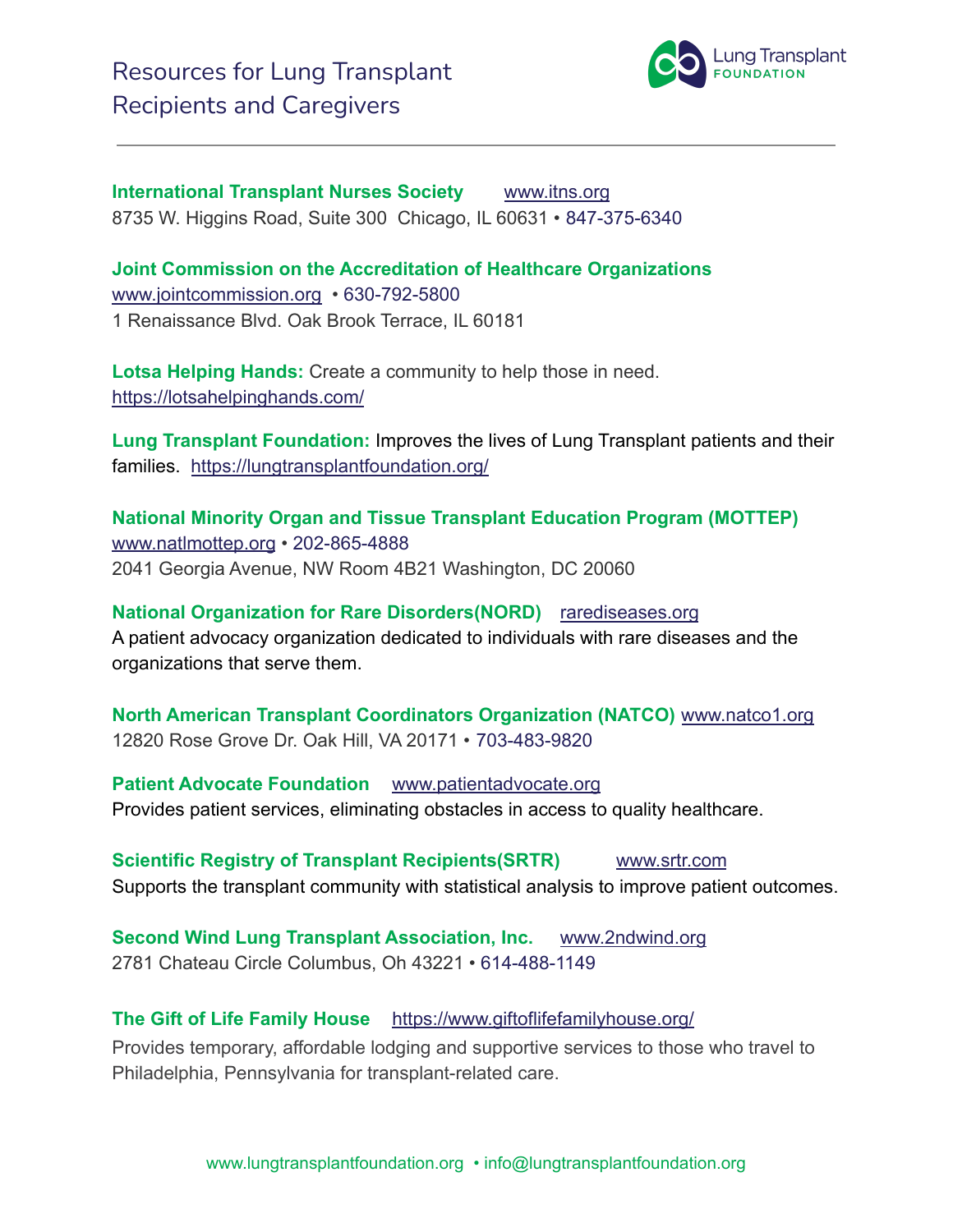# Resources for Lung Transplant Recipients and Caregivers

**International Transplant Nurses Society** www.itns.org
8735 W. Higgins Road, Suite 300 Chicago, IL 60631 • 847-375-6340

**Joint Commission on the Accreditation of Healthcare Organizations**
www.jointcommission.org • 630-792-5800
1 Renaissance Blvd. Oak Brook Terrace, IL 60181

**Lotsa Helping Hands:** Create a community to help those in need.
https://lotsahelpinghands.com/

**Lung Transplant Foundation:** Improves the lives of Lung Transplant patients and their families. https://lungtransplantfoundation.org/

**National Minority Organ and Tissue Transplant Education Program (MOTTEP)**
www.natlmottep.org • 202-865-4888
2041 Georgia Avenue, NW Room 4B21 Washington, DC 20060

**National Organization for Rare Disorders(NORD)** rarediseases.org
A patient advocacy organization dedicated to individuals with rare diseases and the organizations that serve them.

**North American Transplant Coordinators Organization (NATCO)** www.natco1.org
12820 Rose Grove Dr. Oak Hill, VA 20171 • 703-483-9820

**Patient Advocate Foundation** www.patientadvocate.org
Provides patient services, eliminating obstacles in access to quality healthcare.

**Scientific Registry of Transplant Recipients(SRTR)** www.srtr.com
Supports the transplant community with statistical analysis to improve patient outcomes.

**Second Wind Lung Transplant Association, Inc.** www.2ndwind.org
2781 Chateau Circle Columbus, Oh 43221 • 614-488-1149

**The Gift of Life Family House** https://www.giftoflifefamilyhouse.org/
Provides temporary, affordable lodging and supportive services to those who travel to Philadelphia, Pennsylvania for transplant-related care.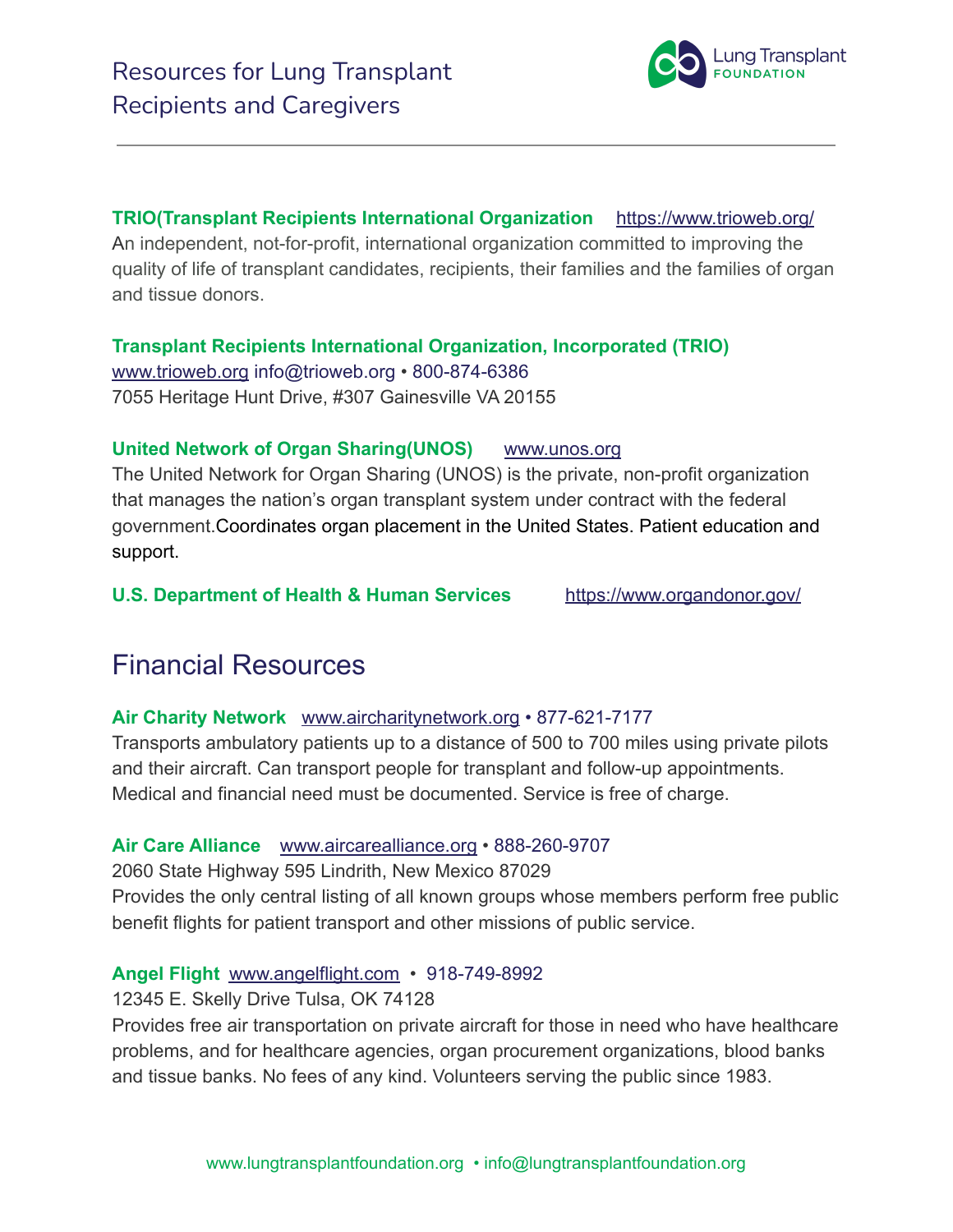# Resources for Lung Transplant Recipients and Caregivers

**TRIO(Transplant Recipients International Organization** https://www.trioweb.org/
An independent, not-for-profit, international organization committed to improving the quality of life of transplant candidates, recipients, their families and the families of organ and tissue donors.

**Transplant Recipients International Organization, Incorporated (TRIO)**
www.trioweb.org info@trioweb.org • 800-874-6386
7055 Heritage Hunt Drive, #307 Gainesville VA 20155

**United Network of Organ Sharing(UNOS)** www.unos.org
The United Network for Organ Sharing (UNOS) is the private, non-profit organization that manages the nation's organ transplant system under contract with the federal government.Coordinates organ placement in the United States. Patient education and support.

**U.S. Department of Health & Human Services** https://www.organdonor.gov/

## Financial Resources

**Air Charity Network** www.aircharitynetwork.org • 877-621-7177
Transports ambulatory patients up to a distance of 500 to 700 miles using private pilots and their aircraft. Can transport people for transplant and follow-up appointments. Medical and financial need must be documented. Service is free of charge.

**Air Care Alliance** www.aircarealliance.org • 888-260-9707
2060 State Highway 595 Lindrith, New Mexico 87029
Provides the only central listing of all known groups whose members perform free public benefit flights for patient transport and other missions of public service.

**Angel Flight** www.angelflight.com • 918-749-8992
12345 E. Skelly Drive Tulsa, OK 74128
Provides free air transportation on private aircraft for those in need who have healthcare problems, and for healthcare agencies, organ procurement organizations, blood banks and tissue banks. No fees of any kind. Volunteers serving the public since 1983.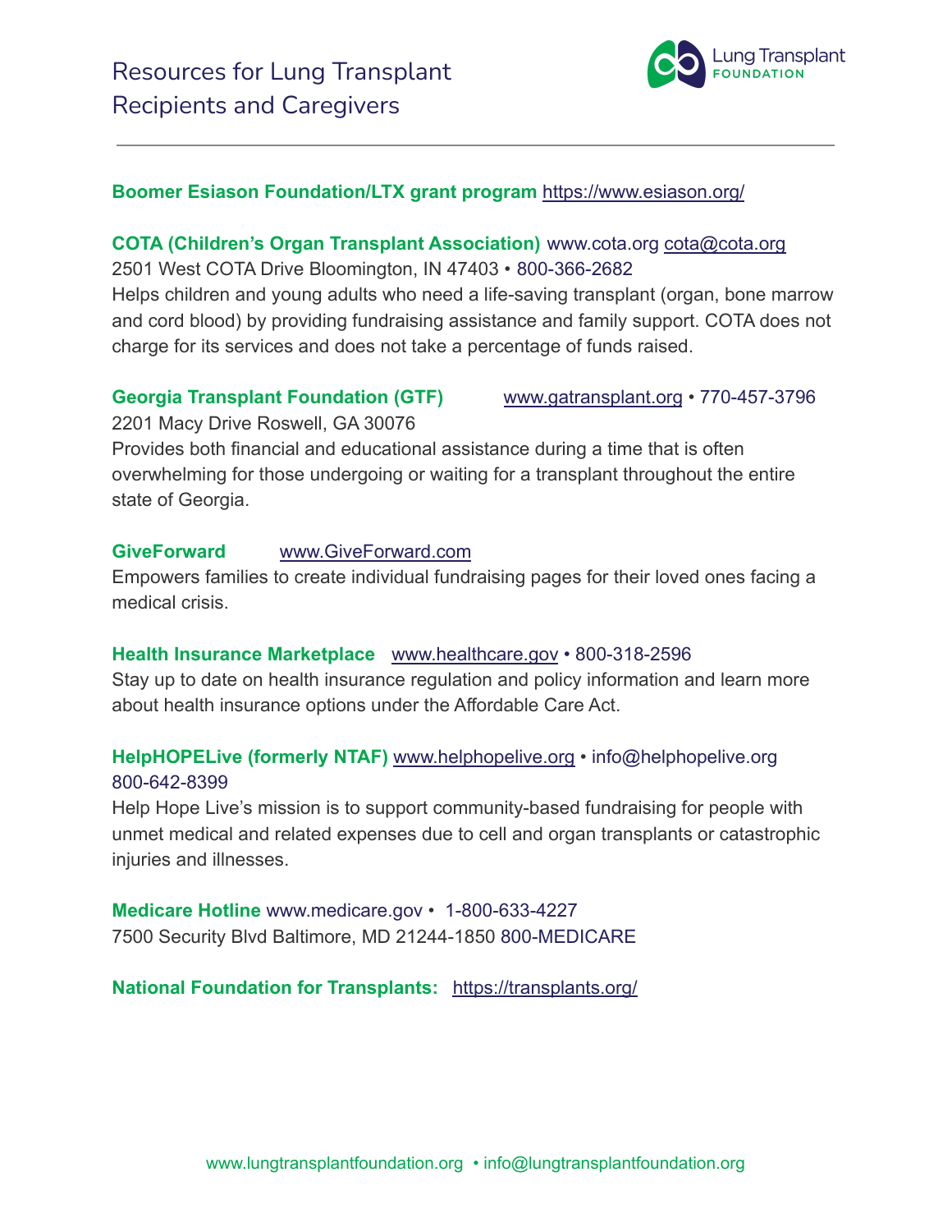# Resources for Lung Transplant Recipients and Caregivers

**Boomer Esiason Foundation/LTX grant program** https://www.esiason.org/

**COTA (Children's Organ Transplant Association)** www.cota.org cota@cota.org
2501 West COTA Drive Bloomington, IN 47403 • 800-366-2682
Helps children and young adults who need a life-saving transplant (organ, bone marrow and cord blood) by providing fundraising assistance and family support. COTA does not charge for its services and does not take a percentage of funds raised.

**Georgia Transplant Foundation (GTF)** www.gatransplant.org • 770-457-3796
2201 Macy Drive Roswell, GA 30076
Provides both financial and educational assistance during a time that is often overwhelming for those undergoing or waiting for a transplant throughout the entire state of Georgia.

**GiveForward** www.GiveForward.com
Empowers families to create individual fundraising pages for their loved ones facing a medical crisis.

**Health Insurance Marketplace** www.healthcare.gov • 800-318-2596
Stay up to date on health insurance regulation and policy information and learn more about health insurance options under the Affordable Care Act.

**HelpHOPELive (formerly NTAF)** www.helphopelive.org • info@helphopelive.org
800-642-8399
Help Hope Live's mission is to support community-based fundraising for people with unmet medical and related expenses due to cell and organ transplants or catastrophic injuries and illnesses.

**Medicare Hotline** www.medicare.gov • 1-800-633-4227
7500 Security Blvd Baltimore, MD 21244-1850 800-MEDICARE

**National Foundation for Transplants:** https://transplants.org/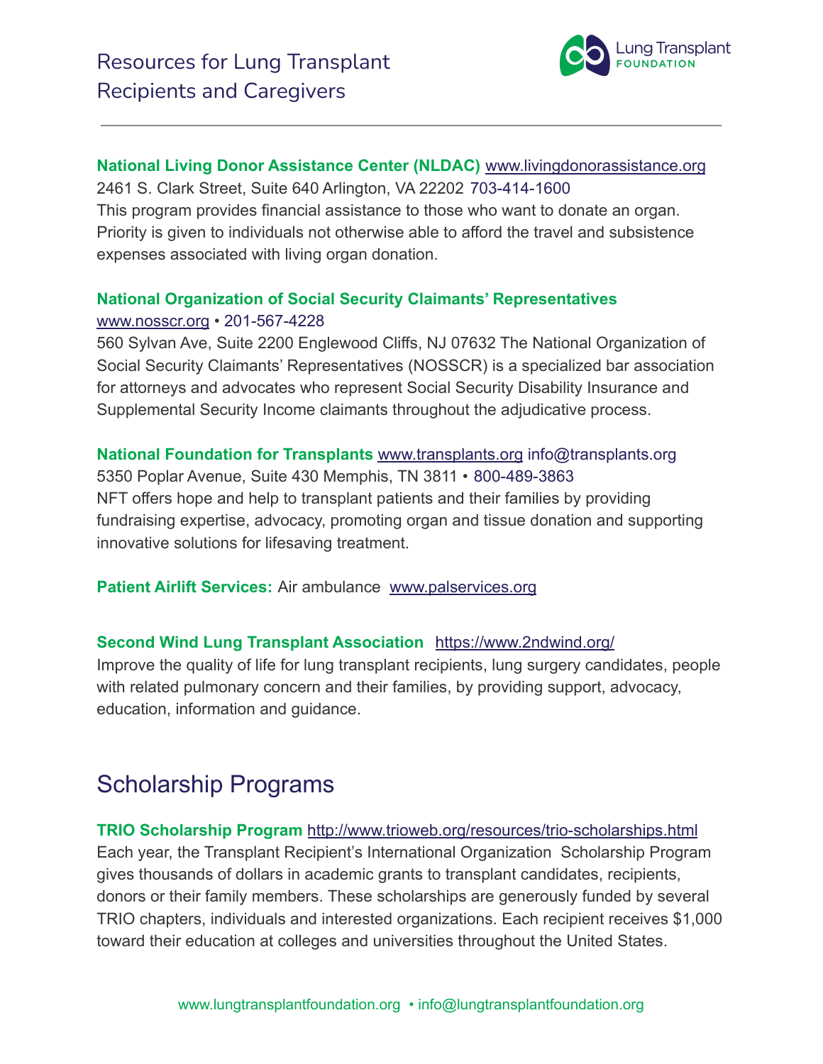**National Living Donor Assistance Center (NLDAC)** www.livingdonorassistance.org
2461 S. Clark Street, Suite 640 Arlington, VA 22202 703-414-1600
This program provides financial assistance to those who want to donate an organ. Priority is given to individuals not otherwise able to afford the travel and subsistence expenses associated with living organ donation.

**National Organization of Social Security Claimants' Representatives**
www.nosscr.org • 201-567-4228
560 Sylvan Ave, Suite 2200 Englewood Cliffs, NJ 07632 The National Organization of Social Security Claimants' Representatives (NOSSCR) is a specialized bar association for attorneys and advocates who represent Social Security Disability Insurance and Supplemental Security Income claimants throughout the adjudicative process.

**National Foundation for Transplants** www.transplants.org info@transplants.org
5350 Poplar Avenue, Suite 430 Memphis, TN 3811 • 800-489-3863
NFT offers hope and help to transplant patients and their families by providing fundraising expertise, advocacy, promoting organ and tissue donation and supporting innovative solutions for lifesaving treatment.

**Patient Airlift Services:** Air ambulance www.palservices.org

**Second Wind Lung Transplant Association** https://www.2ndwind.org/
Improve the quality of life for lung transplant recipients, lung surgery candidates, people with related pulmonary concern and their families, by providing support, advocacy, education, information and guidance.

## Scholarship Programs

**TRIO Scholarship Program** http://www.trioweb.org/resources/trio-scholarships.html
Each year, the Transplant Recipient's International Organization Scholarship Program gives thousands of dollars in academic grants to transplant candidates, recipients, donors or their family members. These scholarships are generously funded by several TRIO chapters, individuals and interested organizations. Each recipient receives $1,000 toward their education at colleges and universities throughout the United States.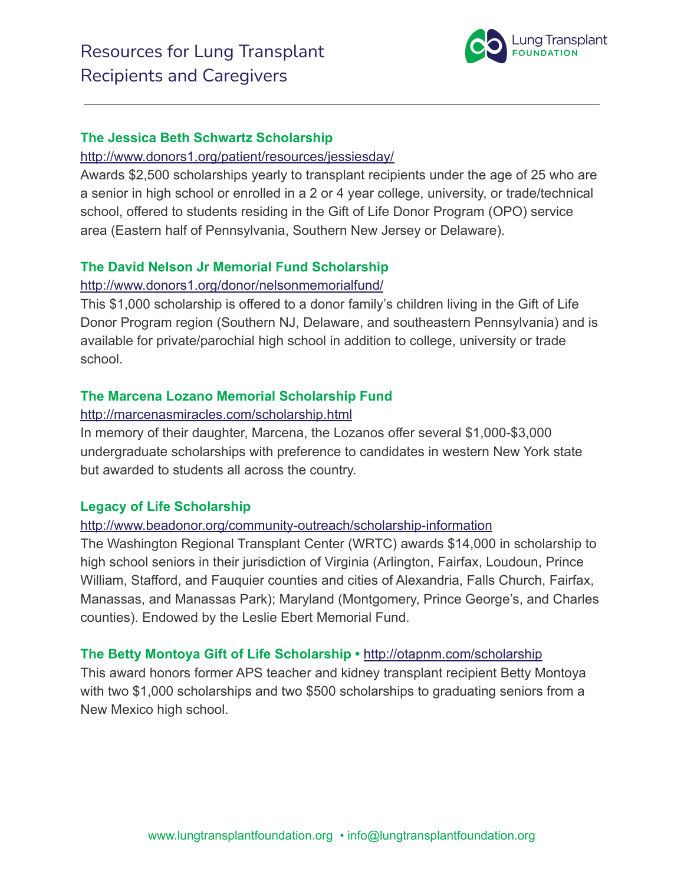# Resources for Lung Transplant Recipients and Caregivers

### The Jessica Beth Schwartz Scholarship

http://www.donors1.org/patient/resources/jessiesday/

Awards $2,500 scholarships yearly to transplant recipients under the age of 25 who are a senior in high school or enrolled in a 2 or 4 year college, university, or trade/technical school, offered to students residing in the Gift of Life Donor Program (OPO) service area (Eastern half of Pennsylvania, Southern New Jersey or Delaware).

### The David Nelson Jr Memorial Fund Scholarship

http://www.donors1.org/donor/nelsonmemorialfund/

This $1,000 scholarship is offered to a donor family's children living in the Gift of Life Donor Program region (Southern NJ, Delaware, and southeastern Pennsylvania) and is available for private/parochial high school in addition to college, university or trade school.

### The Marcena Lozano Memorial Scholarship Fund

http://marcenasmiracles.com/scholarship.html

In memory of their daughter, Marcena, the Lozanos offer several $1,000-$3,000 undergraduate scholarships with preference to candidates in western New York state but awarded to students all across the country.

### Legacy of Life Scholarship

http://www.beadonor.org/community-outreach/scholarship-information

The Washington Regional Transplant Center (WRTC) awards $14,000 in scholarship to high school seniors in their jurisdiction of Virginia (Arlington, Fairfax, Loudoun, Prince William, Stafford, and Fauquier counties and cities of Alexandria, Falls Church, Fairfax, Manassas, and Manassas Park); Maryland (Montgomery, Prince George's, and Charles counties). Endowed by the Leslie Ebert Memorial Fund.

### The Betty Montoya Gift of Life Scholarship • http://otapnm.com/scholarship

This award honors former APS teacher and kidney transplant recipient Betty Montoya with two $1,000 scholarships and two $500 scholarships to graduating seniors from a New Mexico high school.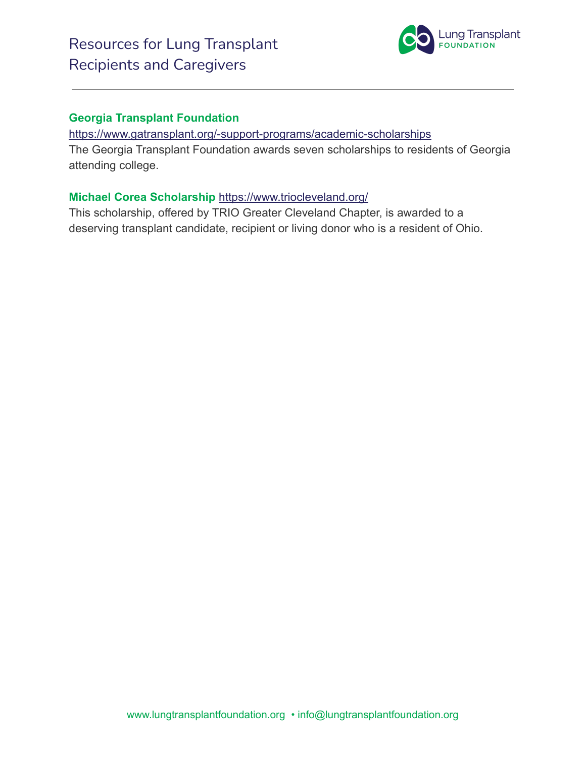**Georgia Transplant Foundation**
https://www.gatransplant.org/-support-programs/academic-scholarships
The Georgia Transplant Foundation awards seven scholarships to residents of Georgia attending college.

**Michael Corea Scholarship** https://www.triocleveland.org/
This scholarship, offered by TRIO Greater Cleveland Chapter, is awarded to a deserving transplant candidate, recipient or living donor who is a resident of Ohio.